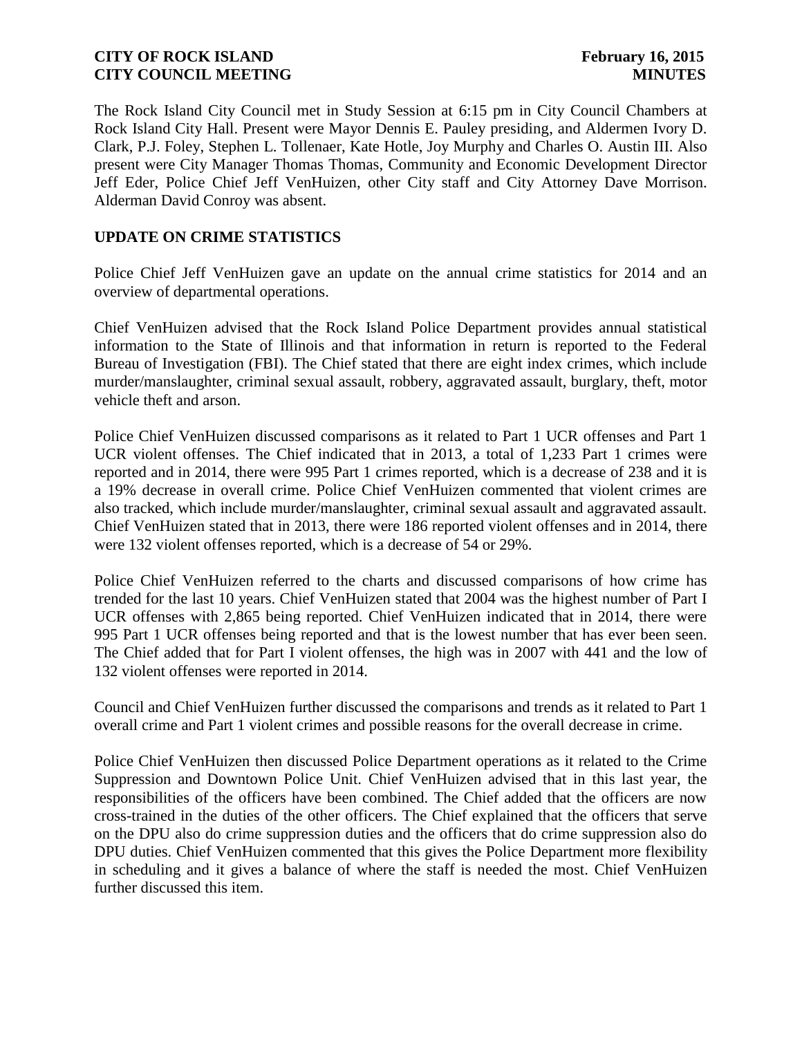**CITY OF ROCK ISLAND** **February 16, 2015**
**CITY COUNCIL MEETING** **MINUTES**

The Rock Island City Council met in Study Session at 6:15 pm in City Council Chambers at Rock Island City Hall. Present were Mayor Dennis E. Pauley presiding, and Aldermen Ivory D. Clark, P.J. Foley, Stephen L. Tollenaer, Kate Hotle, Joy Murphy and Charles O. Austin III. Also present were City Manager Thomas Thomas, Community and Economic Development Director Jeff Eder, Police Chief Jeff VenHuizen, other City staff and City Attorney Dave Morrison. Alderman David Conroy was absent.

## UPDATE ON CRIME STATISTICS

Police Chief Jeff VenHuizen gave an update on the annual crime statistics for 2014 and an overview of departmental operations.

Chief VenHuizen advised that the Rock Island Police Department provides annual statistical information to the State of Illinois and that information in return is reported to the Federal Bureau of Investigation (FBI). The Chief stated that there are eight index crimes, which include murder/manslaughter, criminal sexual assault, robbery, aggravated assault, burglary, theft, motor vehicle theft and arson.

Police Chief VenHuizen discussed comparisons as it related to Part 1 UCR offenses and Part 1 UCR violent offenses. The Chief indicated that in 2013, a total of 1,233 Part 1 crimes were reported and in 2014, there were 995 Part 1 crimes reported, which is a decrease of 238 and it is a 19% decrease in overall crime. Police Chief VenHuizen commented that violent crimes are also tracked, which include murder/manslaughter, criminal sexual assault and aggravated assault. Chief VenHuizen stated that in 2013, there were 186 reported violent offenses and in 2014, there were 132 violent offenses reported, which is a decrease of 54 or 29%.

Police Chief VenHuizen referred to the charts and discussed comparisons of how crime has trended for the last 10 years. Chief VenHuizen stated that 2004 was the highest number of Part I UCR offenses with 2,865 being reported. Chief VenHuizen indicated that in 2014, there were 995 Part 1 UCR offenses being reported and that is the lowest number that has ever been seen. The Chief added that for Part I violent offenses, the high was in 2007 with 441 and the low of 132 violent offenses were reported in 2014.

Council and Chief VenHuizen further discussed the comparisons and trends as it related to Part 1 overall crime and Part 1 violent crimes and possible reasons for the overall decrease in crime.

Police Chief VenHuizen then discussed Police Department operations as it related to the Crime Suppression and Downtown Police Unit. Chief VenHuizen advised that in this last year, the responsibilities of the officers have been combined. The Chief added that the officers are now cross-trained in the duties of the other officers. The Chief explained that the officers that serve on the DPU also do crime suppression duties and the officers that do crime suppression also do DPU duties. Chief VenHuizen commented that this gives the Police Department more flexibility in scheduling and it gives a balance of where the staff is needed the most. Chief VenHuizen further discussed this item.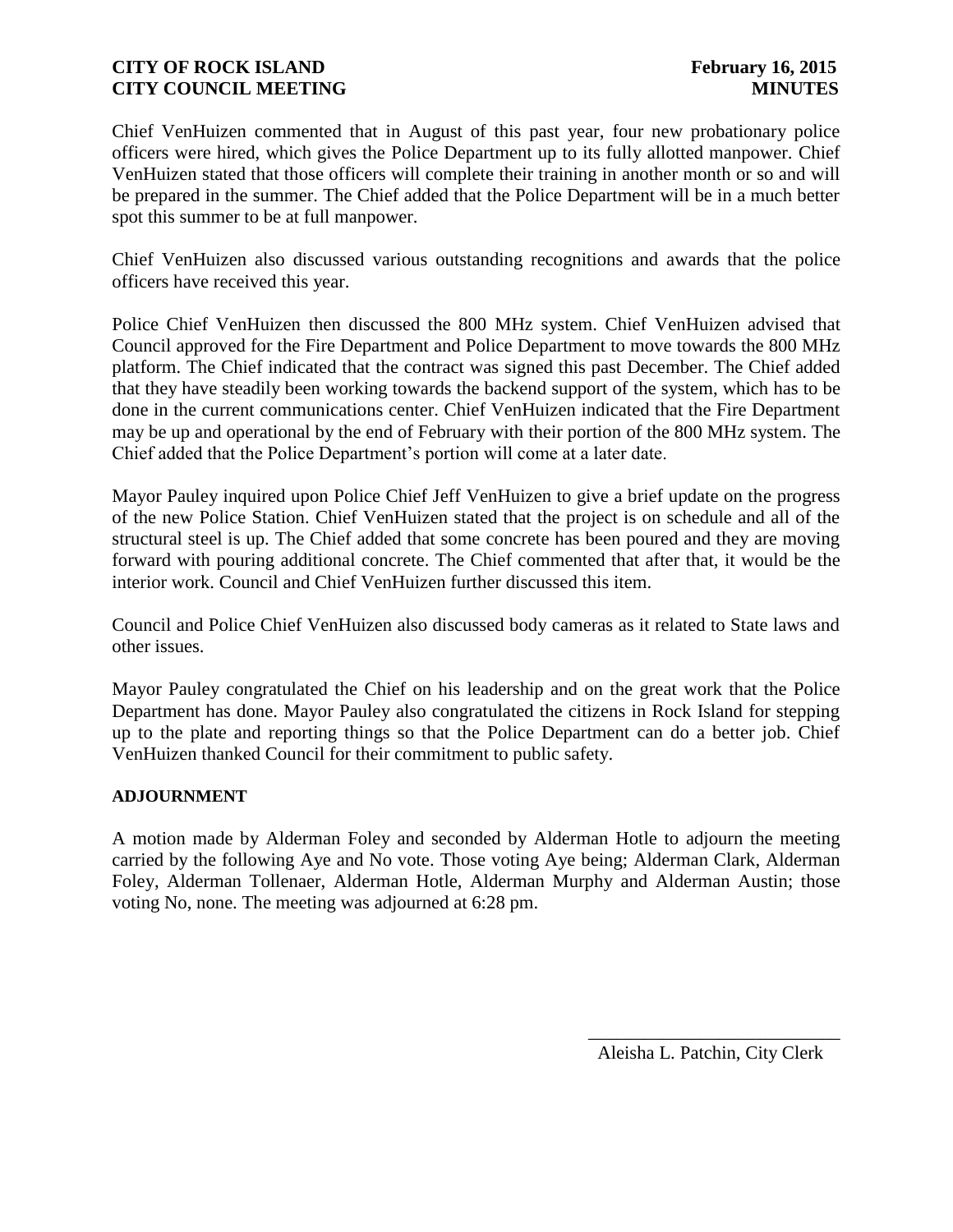Chief VenHuizen commented that in August of this past year, four new probationary police officers were hired, which gives the Police Department up to its fully allotted manpower. Chief VenHuizen stated that those officers will complete their training in another month or so and will be prepared in the summer. The Chief added that the Police Department will be in a much better spot this summer to be at full manpower.

Chief VenHuizen also discussed various outstanding recognitions and awards that the police officers have received this year.

Police Chief VenHuizen then discussed the 800 MHz system. Chief VenHuizen advised that Council approved for the Fire Department and Police Department to move towards the 800 MHz platform. The Chief indicated that the contract was signed this past December. The Chief added that they have steadily been working towards the backend support of the system, which has to be done in the current communications center. Chief VenHuizen indicated that the Fire Department may be up and operational by the end of February with their portion of the 800 MHz system. The Chief added that the Police Department's portion will come at a later date.

Mayor Pauley inquired upon Police Chief Jeff VenHuizen to give a brief update on the progress of the new Police Station. Chief VenHuizen stated that the project is on schedule and all of the structural steel is up. The Chief added that some concrete has been poured and they are moving forward with pouring additional concrete. The Chief commented that after that, it would be the interior work. Council and Chief VenHuizen further discussed this item.

Council and Police Chief VenHuizen also discussed body cameras as it related to State laws and other issues.

Mayor Pauley congratulated the Chief on his leadership and on the great work that the Police Department has done. Mayor Pauley also congratulated the citizens in Rock Island for stepping up to the plate and reporting things so that the Police Department can do a better job. Chief VenHuizen thanked Council for their commitment to public safety.

**ADJOURNMENT**

A motion made by Alderman Foley and seconded by Alderman Hotle to adjourn the meeting carried by the following Aye and No vote. Those voting Aye being; Alderman Clark, Alderman Foley, Alderman Tollenaer, Alderman Hotle, Alderman Murphy and Alderman Austin; those voting No, none. The meeting was adjourned at 6:28 pm.

\_\_\_\_\_\_\_\_\_\_\_\_\_\_\_\_\_\_\_\_\_\_\_\_\_\_\_\_

Aleisha L. Patchin, City Clerk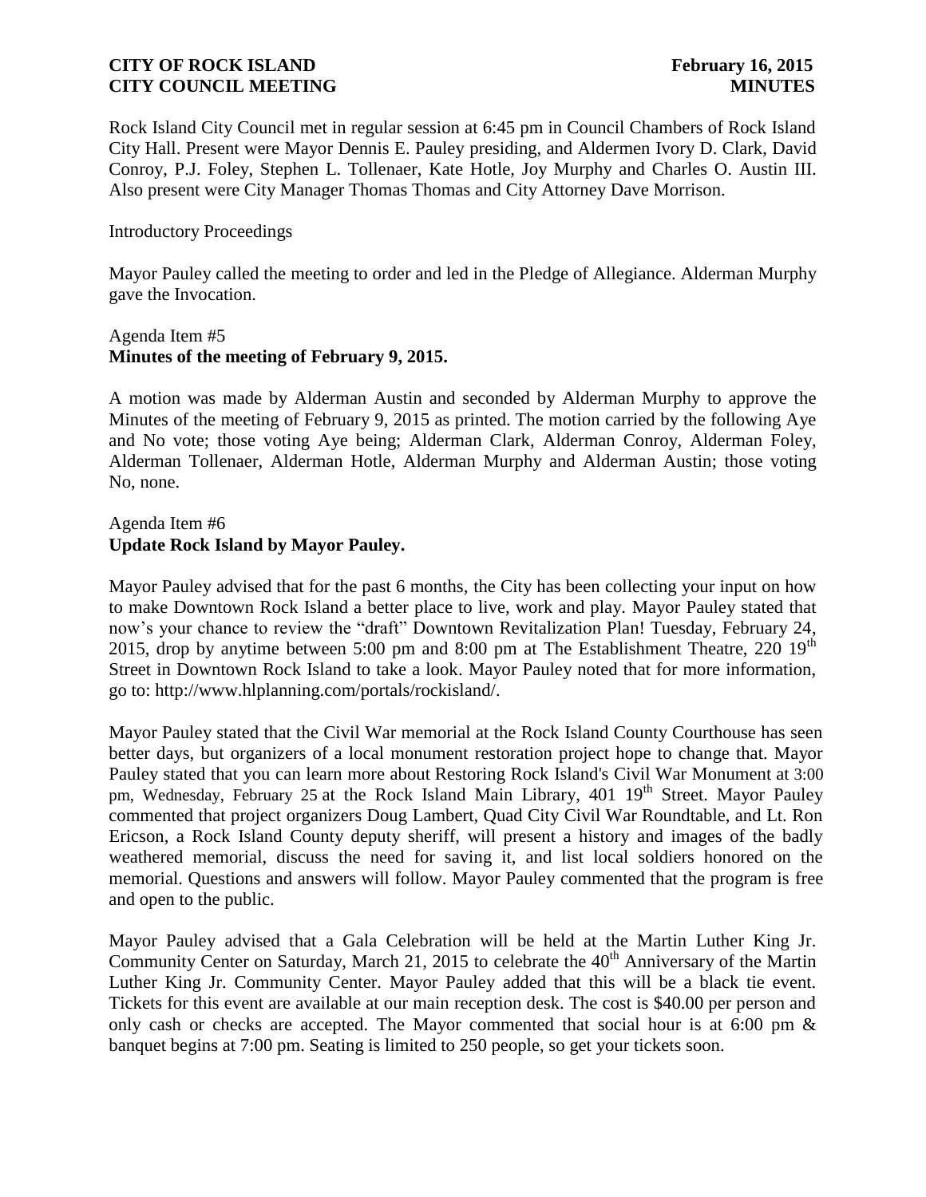Rock Island City Council met in regular session at 6:45 pm in Council Chambers of Rock Island City Hall. Present were Mayor Dennis E. Pauley presiding, and Aldermen Ivory D. Clark, David Conroy, P.J. Foley, Stephen L. Tollenaer, Kate Hotle, Joy Murphy and Charles O. Austin III. Also present were City Manager Thomas Thomas and City Attorney Dave Morrison.

Introductory Proceedings

Mayor Pauley called the meeting to order and led in the Pledge of Allegiance. Alderman Murphy gave the Invocation.

Agenda Item #5
**Minutes of the meeting of February 9, 2015.**

A motion was made by Alderman Austin and seconded by Alderman Murphy to approve the Minutes of the meeting of February 9, 2015 as printed. The motion carried by the following Aye and No vote; those voting Aye being; Alderman Clark, Alderman Conroy, Alderman Foley, Alderman Tollenaer, Alderman Hotle, Alderman Murphy and Alderman Austin; those voting No, none.

Agenda Item #6
**Update Rock Island by Mayor Pauley.**

Mayor Pauley advised that for the past 6 months, the City has been collecting your input on how to make Downtown Rock Island a better place to live, work and play. Mayor Pauley stated that now's your chance to review the "draft" Downtown Revitalization Plan! Tuesday, February 24, 2015, drop by anytime between 5:00 pm and 8:00 pm at The Establishment Theatre, 220 19th Street in Downtown Rock Island to take a look. Mayor Pauley noted that for more information, go to: http://www.hlplanning.com/portals/rockisland/.

Mayor Pauley stated that the Civil War memorial at the Rock Island County Courthouse has seen better days, but organizers of a local monument restoration project hope to change that. Mayor Pauley stated that you can learn more about Restoring Rock Island's Civil War Monument at 3:00 pm, Wednesday, February 25 at the Rock Island Main Library, 401 19th Street. Mayor Pauley commented that project organizers Doug Lambert, Quad City Civil War Roundtable, and Lt. Ron Ericson, a Rock Island County deputy sheriff, will present a history and images of the badly weathered memorial, discuss the need for saving it, and list local soldiers honored on the memorial. Questions and answers will follow. Mayor Pauley commented that the program is free and open to the public.

Mayor Pauley advised that a Gala Celebration will be held at the Martin Luther King Jr. Community Center on Saturday, March 21, 2015 to celebrate the 40th Anniversary of the Martin Luther King Jr. Community Center. Mayor Pauley added that this will be a black tie event. Tickets for this event are available at our main reception desk. The cost is $40.00 per person and only cash or checks are accepted. The Mayor commented that social hour is at 6:00 pm & banquet begins at 7:00 pm. Seating is limited to 250 people, so get your tickets soon.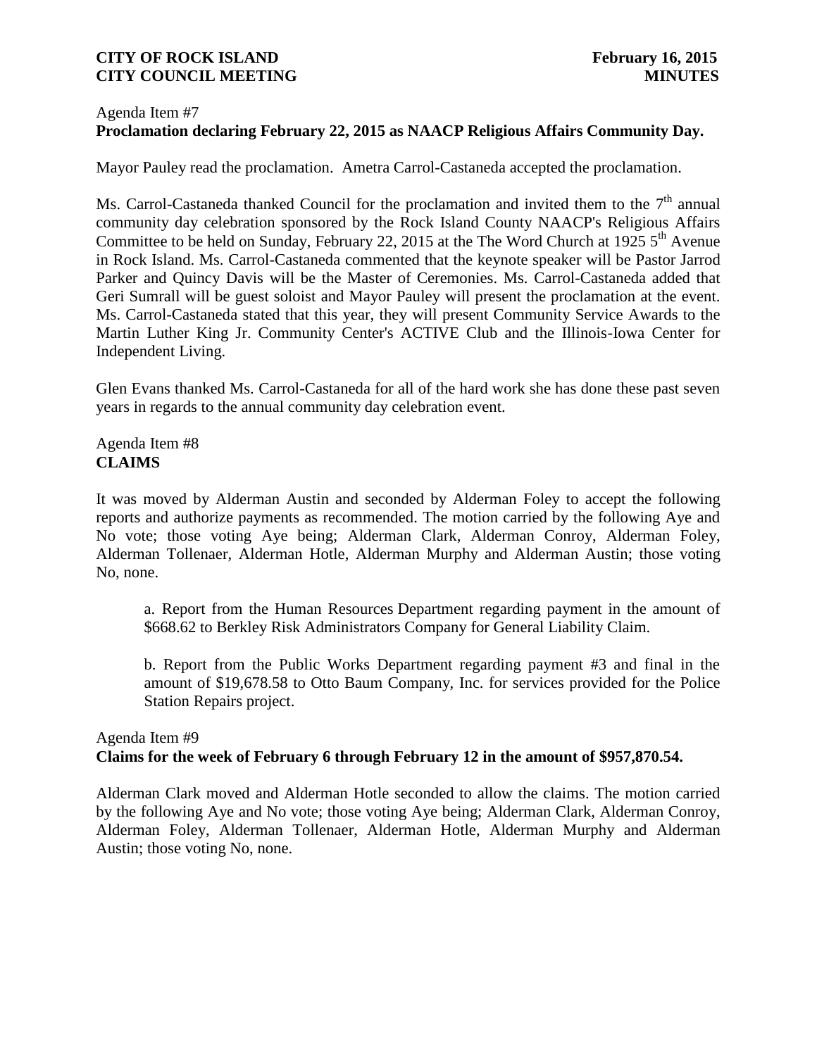Agenda Item #7

**Proclamation declaring February 22, 2015 as NAACP Religious Affairs Community Day.**

Mayor Pauley read the proclamation. Ametra Carrol-Castaneda accepted the proclamation.

Ms. Carrol-Castaneda thanked Council for the proclamation and invited them to the 7th annual community day celebration sponsored by the Rock Island County NAACP's Religious Affairs Committee to be held on Sunday, February 22, 2015 at the The Word Church at 1925 5th Avenue in Rock Island. Ms. Carrol-Castaneda commented that the keynote speaker will be Pastor Jarrod Parker and Quincy Davis will be the Master of Ceremonies. Ms. Carrol-Castaneda added that Geri Sumrall will be guest soloist and Mayor Pauley will present the proclamation at the event. Ms. Carrol-Castaneda stated that this year, they will present Community Service Awards to the Martin Luther King Jr. Community Center's ACTIVE Club and the Illinois-Iowa Center for Independent Living.

Glen Evans thanked Ms. Carrol-Castaneda for all of the hard work she has done these past seven years in regards to the annual community day celebration event.

Agenda Item #8

**CLAIMS**

It was moved by Alderman Austin and seconded by Alderman Foley to accept the following reports and authorize payments as recommended. The motion carried by the following Aye and No vote; those voting Aye being; Alderman Clark, Alderman Conroy, Alderman Foley, Alderman Tollenaer, Alderman Hotle, Alderman Murphy and Alderman Austin; those voting No, none.

a. Report from the Human Resources Department regarding payment in the amount of $668.62 to Berkley Risk Administrators Company for General Liability Claim.

b. Report from the Public Works Department regarding payment #3 and final in the amount of $19,678.58 to Otto Baum Company, Inc. for services provided for the Police Station Repairs project.

Agenda Item #9

**Claims for the week of February 6 through February 12 in the amount of $957,870.54.**

Alderman Clark moved and Alderman Hotle seconded to allow the claims. The motion carried by the following Aye and No vote; those voting Aye being; Alderman Clark, Alderman Conroy, Alderman Foley, Alderman Tollenaer, Alderman Hotle, Alderman Murphy and Alderman Austin; those voting No, none.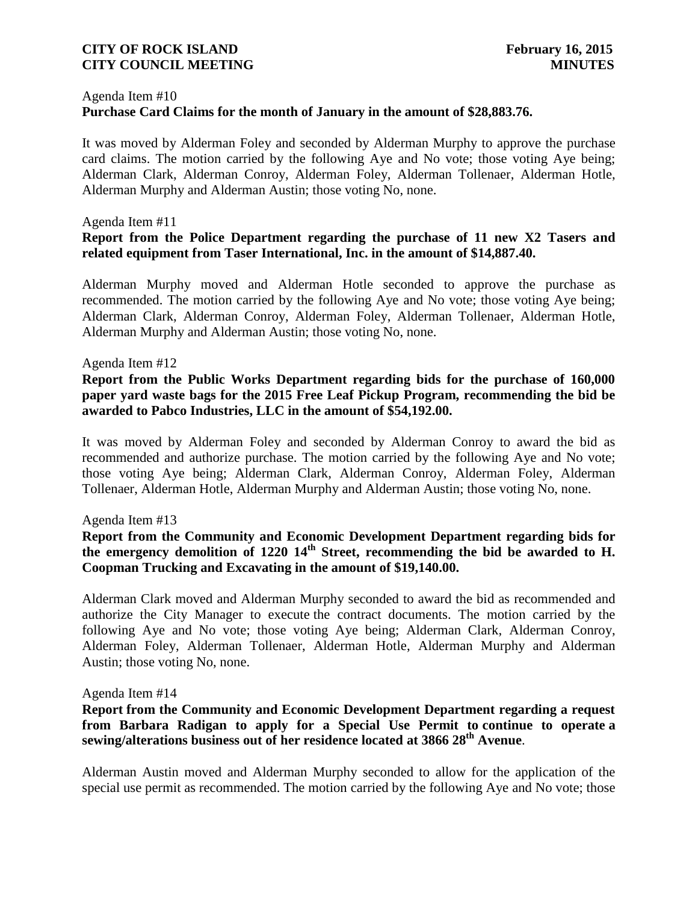Agenda Item #10

**Purchase Card Claims for the month of January in the amount of $28,883.76.**

It was moved by Alderman Foley and seconded by Alderman Murphy to approve the purchase card claims. The motion carried by the following Aye and No vote; those voting Aye being; Alderman Clark, Alderman Conroy, Alderman Foley, Alderman Tollenaer, Alderman Hotle, Alderman Murphy and Alderman Austin; those voting No, none.

Agenda Item #11

**Report from the Police Department regarding the purchase of 11 new X2 Tasers and related equipment from Taser International, Inc. in the amount of $14,887.40.**

Alderman Murphy moved and Alderman Hotle seconded to approve the purchase as recommended. The motion carried by the following Aye and No vote; those voting Aye being; Alderman Clark, Alderman Conroy, Alderman Foley, Alderman Tollenaer, Alderman Hotle, Alderman Murphy and Alderman Austin; those voting No, none.

Agenda Item #12

**Report from the Public Works Department regarding bids for the purchase of 160,000 paper yard waste bags for the 2015 Free Leaf Pickup Program, recommending the bid be awarded to Pabco Industries, LLC in the amount of $54,192.00.**

It was moved by Alderman Foley and seconded by Alderman Conroy to award the bid as recommended and authorize purchase. The motion carried by the following Aye and No vote; those voting Aye being; Alderman Clark, Alderman Conroy, Alderman Foley, Alderman Tollenaer, Alderman Hotle, Alderman Murphy and Alderman Austin; those voting No, none.

Agenda Item #13

**Report from the Community and Economic Development Department regarding bids for the emergency demolition of 1220 14th Street, recommending the bid be awarded to H. Coopman Trucking and Excavating in the amount of $19,140.00.**

Alderman Clark moved and Alderman Murphy seconded to award the bid as recommended and authorize the City Manager to execute the contract documents. The motion carried by the following Aye and No vote; those voting Aye being; Alderman Clark, Alderman Conroy, Alderman Foley, Alderman Tollenaer, Alderman Hotle, Alderman Murphy and Alderman Austin; those voting No, none.

Agenda Item #14

**Report from the Community and Economic Development Department regarding a request from Barbara Radigan to apply for a Special Use Permit to continue to operate a sewing/alterations business out of her residence located at 3866 28th Avenue**.

Alderman Austin moved and Alderman Murphy seconded to allow for the application of the special use permit as recommended. The motion carried by the following Aye and No vote; those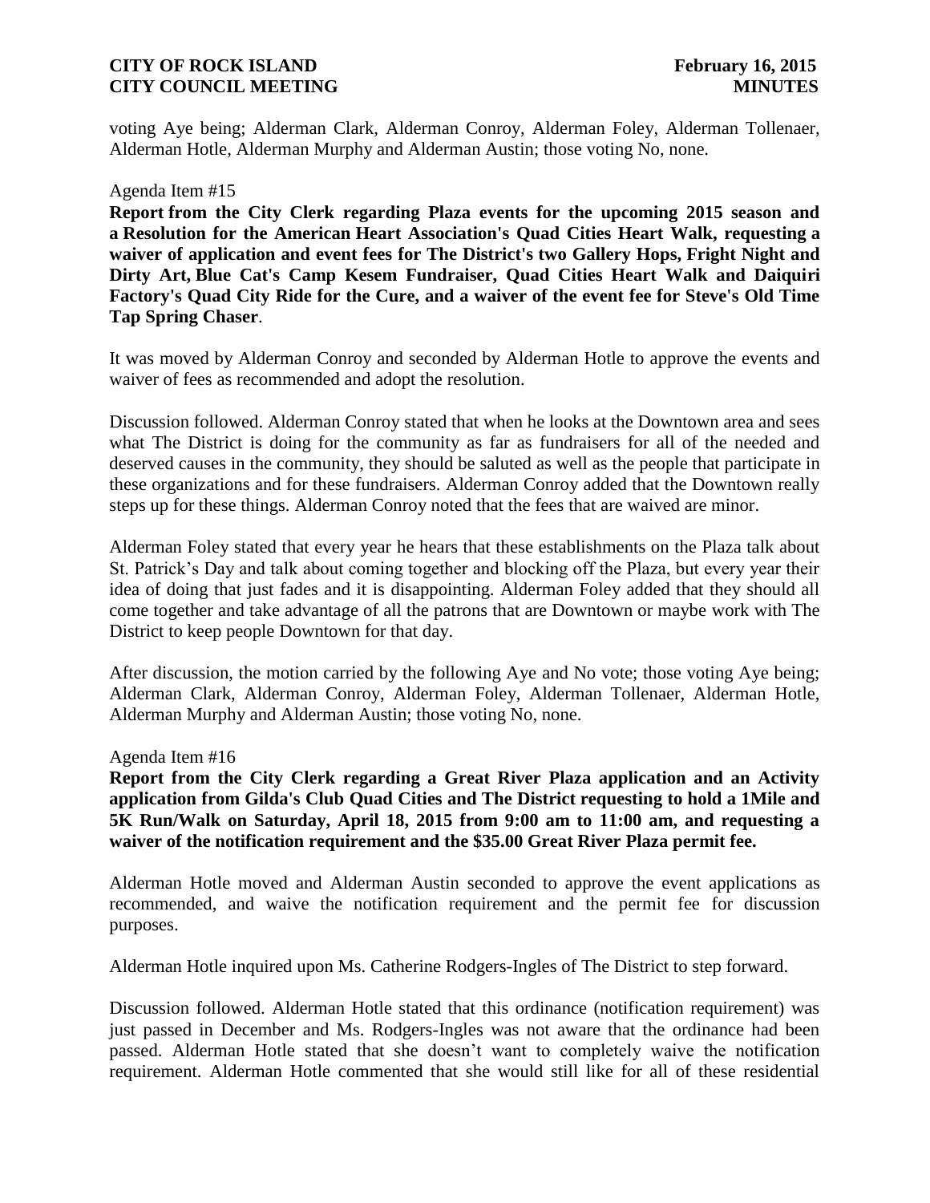voting Aye being; Alderman Clark, Alderman Conroy, Alderman Foley, Alderman Tollenaer, Alderman Hotle, Alderman Murphy and Alderman Austin; those voting No, none.

Agenda Item #15

**Report from the City Clerk regarding Plaza events for the upcoming 2015 season and a Resolution for the American Heart Association's Quad Cities Heart Walk, requesting a waiver of application and event fees for The District's two Gallery Hops, Fright Night and Dirty Art, Blue Cat's Camp Kesem Fundraiser, Quad Cities Heart Walk and Daiquiri Factory's Quad City Ride for the Cure, and a waiver of the event fee for Steve's Old Time Tap Spring Chaser**.

It was moved by Alderman Conroy and seconded by Alderman Hotle to approve the events and waiver of fees as recommended and adopt the resolution.

Discussion followed. Alderman Conroy stated that when he looks at the Downtown area and sees what The District is doing for the community as far as fundraisers for all of the needed and deserved causes in the community, they should be saluted as well as the people that participate in these organizations and for these fundraisers. Alderman Conroy added that the Downtown really steps up for these things. Alderman Conroy noted that the fees that are waived are minor.

Alderman Foley stated that every year he hears that these establishments on the Plaza talk about St. Patrick's Day and talk about coming together and blocking off the Plaza, but every year their idea of doing that just fades and it is disappointing. Alderman Foley added that they should all come together and take advantage of all the patrons that are Downtown or maybe work with The District to keep people Downtown for that day.

After discussion, the motion carried by the following Aye and No vote; those voting Aye being; Alderman Clark, Alderman Conroy, Alderman Foley, Alderman Tollenaer, Alderman Hotle, Alderman Murphy and Alderman Austin; those voting No, none.

Agenda Item #16

**Report from the City Clerk regarding a Great River Plaza application and an Activity application from Gilda's Club Quad Cities and The District requesting to hold a 1Mile and 5K Run/Walk on Saturday, April 18, 2015 from 9:00 am to 11:00 am, and requesting a waiver of the notification requirement and the $35.00 Great River Plaza permit fee.**

Alderman Hotle moved and Alderman Austin seconded to approve the event applications as recommended, and waive the notification requirement and the permit fee for discussion purposes.

Alderman Hotle inquired upon Ms. Catherine Rodgers-Ingles of The District to step forward.

Discussion followed. Alderman Hotle stated that this ordinance (notification requirement) was just passed in December and Ms. Rodgers-Ingles was not aware that the ordinance had been passed. Alderman Hotle stated that she doesn't want to completely waive the notification requirement. Alderman Hotle commented that she would still like for all of these residential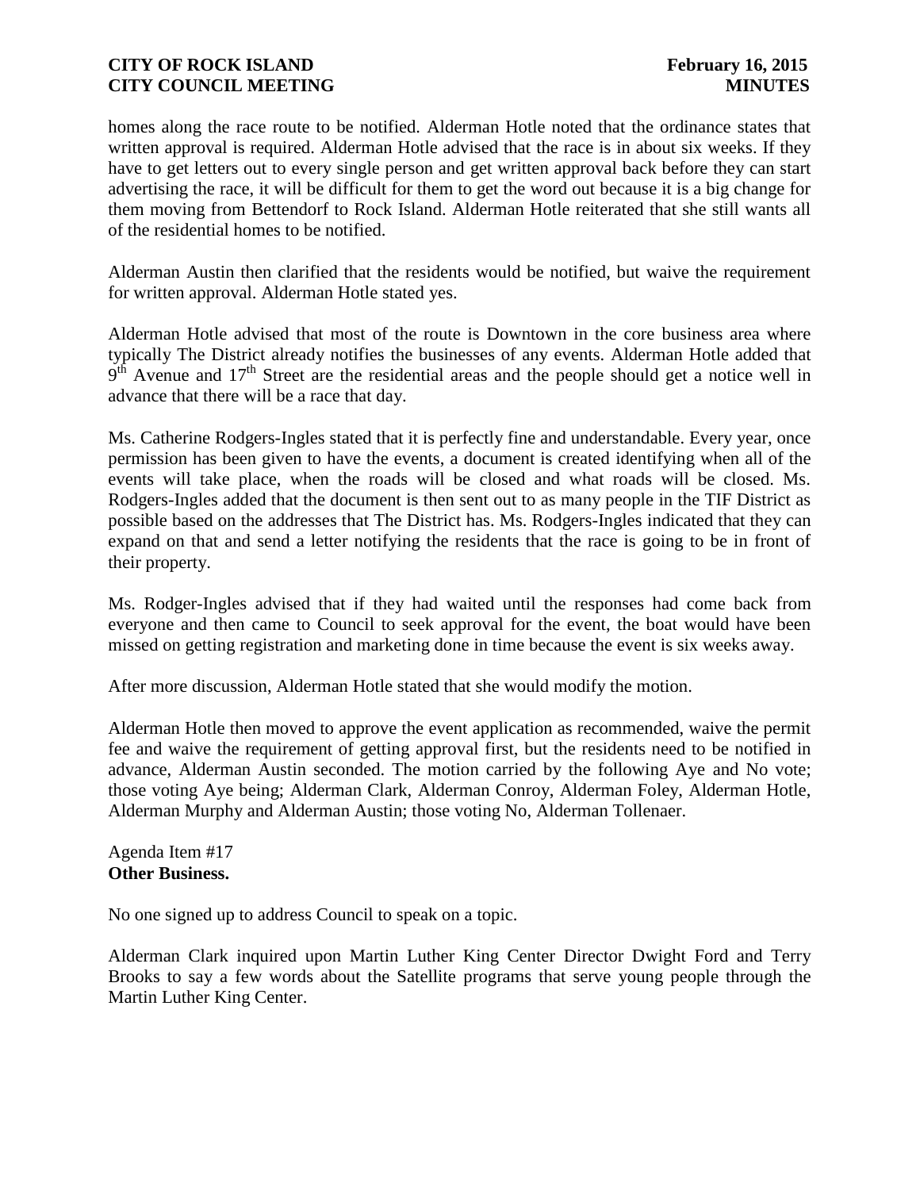homes along the race route to be notified. Alderman Hotle noted that the ordinance states that written approval is required. Alderman Hotle advised that the race is in about six weeks. If they have to get letters out to every single person and get written approval back before they can start advertising the race, it will be difficult for them to get the word out because it is a big change for them moving from Bettendorf to Rock Island. Alderman Hotle reiterated that she still wants all of the residential homes to be notified.

Alderman Austin then clarified that the residents would be notified, but waive the requirement for written approval. Alderman Hotle stated yes.

Alderman Hotle advised that most of the route is Downtown in the core business area where typically The District already notifies the businesses of any events. Alderman Hotle added that 9th Avenue and 17th Street are the residential areas and the people should get a notice well in advance that there will be a race that day.

Ms. Catherine Rodgers-Ingles stated that it is perfectly fine and understandable. Every year, once permission has been given to have the events, a document is created identifying when all of the events will take place, when the roads will be closed and what roads will be closed. Ms. Rodgers-Ingles added that the document is then sent out to as many people in the TIF District as possible based on the addresses that The District has. Ms. Rodgers-Ingles indicated that they can expand on that and send a letter notifying the residents that the race is going to be in front of their property.

Ms. Rodger-Ingles advised that if they had waited until the responses had come back from everyone and then came to Council to seek approval for the event, the boat would have been missed on getting registration and marketing done in time because the event is six weeks away.

After more discussion, Alderman Hotle stated that she would modify the motion.

Alderman Hotle then moved to approve the event application as recommended, waive the permit fee and waive the requirement of getting approval first, but the residents need to be notified in advance, Alderman Austin seconded. The motion carried by the following Aye and No vote; those voting Aye being; Alderman Clark, Alderman Conroy, Alderman Foley, Alderman Hotle, Alderman Murphy and Alderman Austin; those voting No, Alderman Tollenaer.

Agenda Item #17
**Other Business.**

No one signed up to address Council to speak on a topic.

Alderman Clark inquired upon Martin Luther King Center Director Dwight Ford and Terry Brooks to say a few words about the Satellite programs that serve young people through the Martin Luther King Center.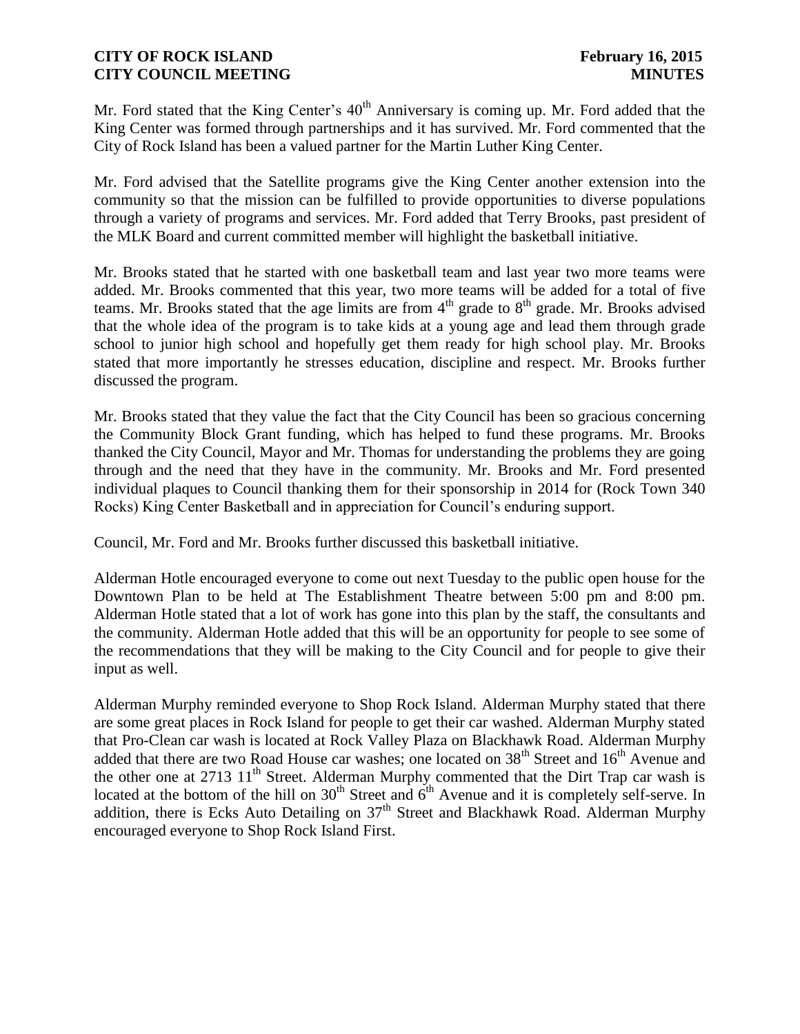Mr. Ford stated that the King Center's $40^{th}$ Anniversary is coming up. Mr. Ford added that the King Center was formed through partnerships and it has survived. Mr. Ford commented that the City of Rock Island has been a valued partner for the Martin Luther King Center.

Mr. Ford advised that the Satellite programs give the King Center another extension into the community so that the mission can be fulfilled to provide opportunities to diverse populations through a variety of programs and services. Mr. Ford added that Terry Brooks, past president of the MLK Board and current committed member will highlight the basketball initiative.

Mr. Brooks stated that he started with one basketball team and last year two more teams were added. Mr. Brooks commented that this year, two more teams will be added for a total of five teams. Mr. Brooks stated that the age limits are from $4^{th}$ grade to $8^{th}$ grade. Mr. Brooks advised that the whole idea of the program is to take kids at a young age and lead them through grade school to junior high school and hopefully get them ready for high school play. Mr. Brooks stated that more importantly he stresses education, discipline and respect. Mr. Brooks further discussed the program.

Mr. Brooks stated that they value the fact that the City Council has been so gracious concerning the Community Block Grant funding, which has helped to fund these programs. Mr. Brooks thanked the City Council, Mayor and Mr. Thomas for understanding the problems they are going through and the need that they have in the community. Mr. Brooks and Mr. Ford presented individual plaques to Council thanking them for their sponsorship in 2014 for (Rock Town 340 Rocks) King Center Basketball and in appreciation for Council's enduring support.

Council, Mr. Ford and Mr. Brooks further discussed this basketball initiative.

Alderman Hotle encouraged everyone to come out next Tuesday to the public open house for the Downtown Plan to be held at The Establishment Theatre between 5:00 pm and 8:00 pm. Alderman Hotle stated that a lot of work has gone into this plan by the staff, the consultants and the community. Alderman Hotle added that this will be an opportunity for people to see some of the recommendations that they will be making to the City Council and for people to give their input as well.

Alderman Murphy reminded everyone to Shop Rock Island. Alderman Murphy stated that there are some great places in Rock Island for people to get their car washed. Alderman Murphy stated that Pro-Clean car wash is located at Rock Valley Plaza on Blackhawk Road. Alderman Murphy added that there are two Road House car washes; one located on $38^{th}$ Street and $16^{th}$ Avenue and the other one at 2713 $11^{th}$ Street. Alderman Murphy commented that the Dirt Trap car wash is located at the bottom of the hill on $30^{th}$ Street and $6^{th}$ Avenue and it is completely self-serve. In addition, there is Ecks Auto Detailing on $37^{th}$ Street and Blackhawk Road. Alderman Murphy encouraged everyone to Shop Rock Island First.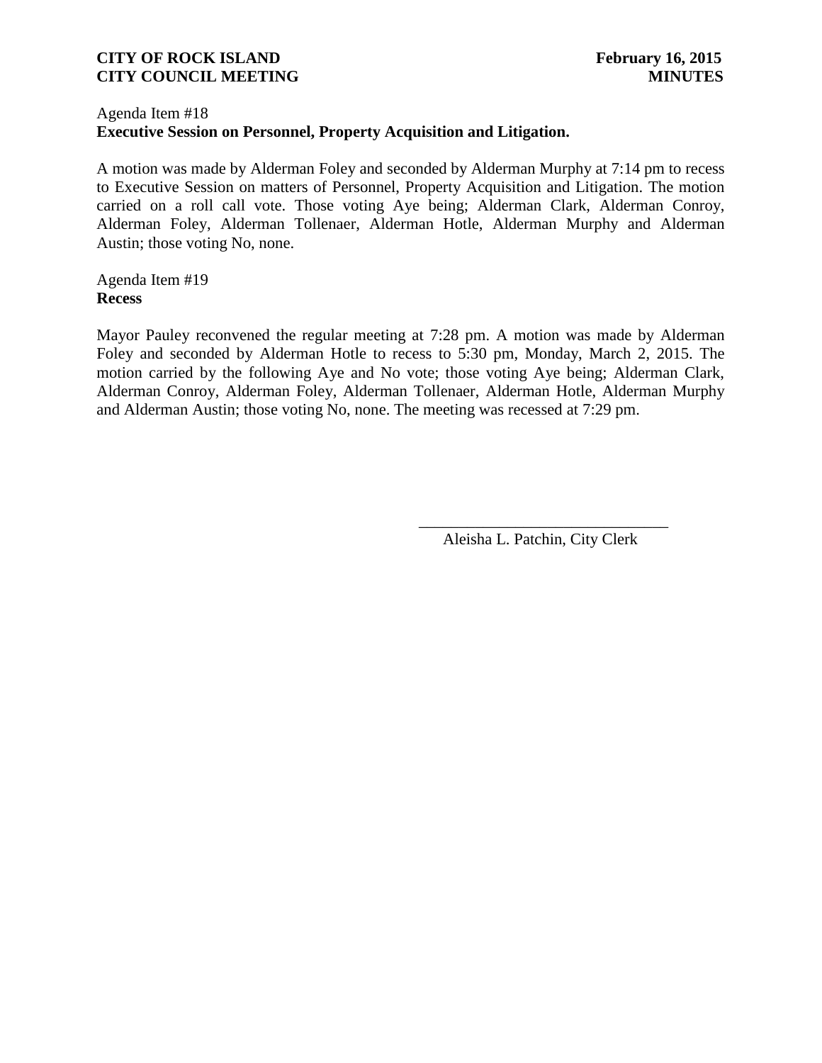Agenda Item #18
**Executive Session on Personnel, Property Acquisition and Litigation.**

A motion was made by Alderman Foley and seconded by Alderman Murphy at 7:14 pm to recess to Executive Session on matters of Personnel, Property Acquisition and Litigation. The motion carried on a roll call vote. Those voting Aye being; Alderman Clark, Alderman Conroy, Alderman Foley, Alderman Tollenaer, Alderman Hotle, Alderman Murphy and Alderman Austin; those voting No, none.

Agenda Item #19
**Recess**

Mayor Pauley reconvened the regular meeting at 7:28 pm. A motion was made by Alderman Foley and seconded by Alderman Hotle to recess to 5:30 pm, Monday, March 2, 2015. The motion carried by the following Aye and No vote; those voting Aye being; Alderman Clark, Alderman Conroy, Alderman Foley, Alderman Tollenaer, Alderman Hotle, Alderman Murphy and Alderman Austin; those voting No, none. The meeting was recessed at 7:29 pm.

_______________________________
Aleisha L. Patchin, City Clerk